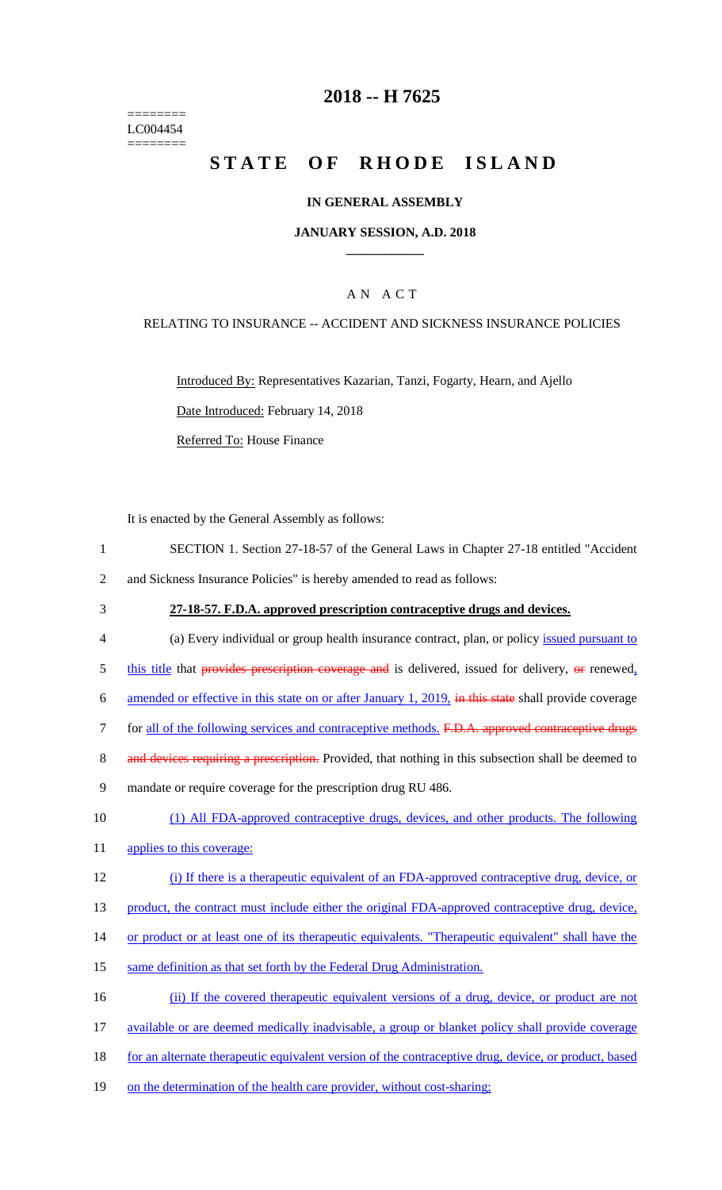========
LC004454
========

# 2018 -- H 7625

# STATE OF RHODE ISLAND

## IN GENERAL ASSEMBLY

### JANUARY SESSION, A.D. 2018

## A N A C T

RELATING TO INSURANCE -- ACCIDENT AND SICKNESS INSURANCE POLICIES

Introduced By: Representatives Kazarian, Tanzi, Fogarty, Hearn, and Ajello

Date Introduced: February 14, 2018

Referred To: House Finance

It is enacted by the General Assembly as follows:

1 SECTION 1. Section 27-18-57 of the General Laws in Chapter 27-18 entitled "Accident
2 and Sickness Insurance Policies" is hereby amended to read as follows:

3 **27-18-57. F.D.A. approved prescription contraceptive drugs and devices.**

4 (a) Every individual or group health insurance contract, plan, or policy issued pursuant to
5 this title that ~~provides prescription coverage and~~ is delivered, issued for delivery, ~~or~~ renewed,
6 amended or effective in this state on or after January 1, 2019, ~~in this state~~ shall provide coverage
7 for all of the following services and contraceptive methods. ~~F.D.A. approved contraceptive drugs~~
8 ~~and devices requiring a prescription.~~ Provided, that nothing in this subsection shall be deemed to
9 mandate or require coverage for the prescription drug RU 486.

10 (1) All FDA-approved contraceptive drugs, devices, and other products. The following
11 applies to this coverage:

12 (i) If there is a therapeutic equivalent of an FDA-approved contraceptive drug, device, or
13 product, the contract must include either the original FDA-approved contraceptive drug, device,
14 or product or at least one of its therapeutic equivalents. "Therapeutic equivalent" shall have the
15 same definition as that set forth by the Federal Drug Administration.

16 (ii) If the covered therapeutic equivalent versions of a drug, device, or product are not
17 available or are deemed medically inadvisable, a group or blanket policy shall provide coverage
18 for an alternate therapeutic equivalent version of the contraceptive drug, device, or product, based
19 on the determination of the health care provider, without cost-sharing;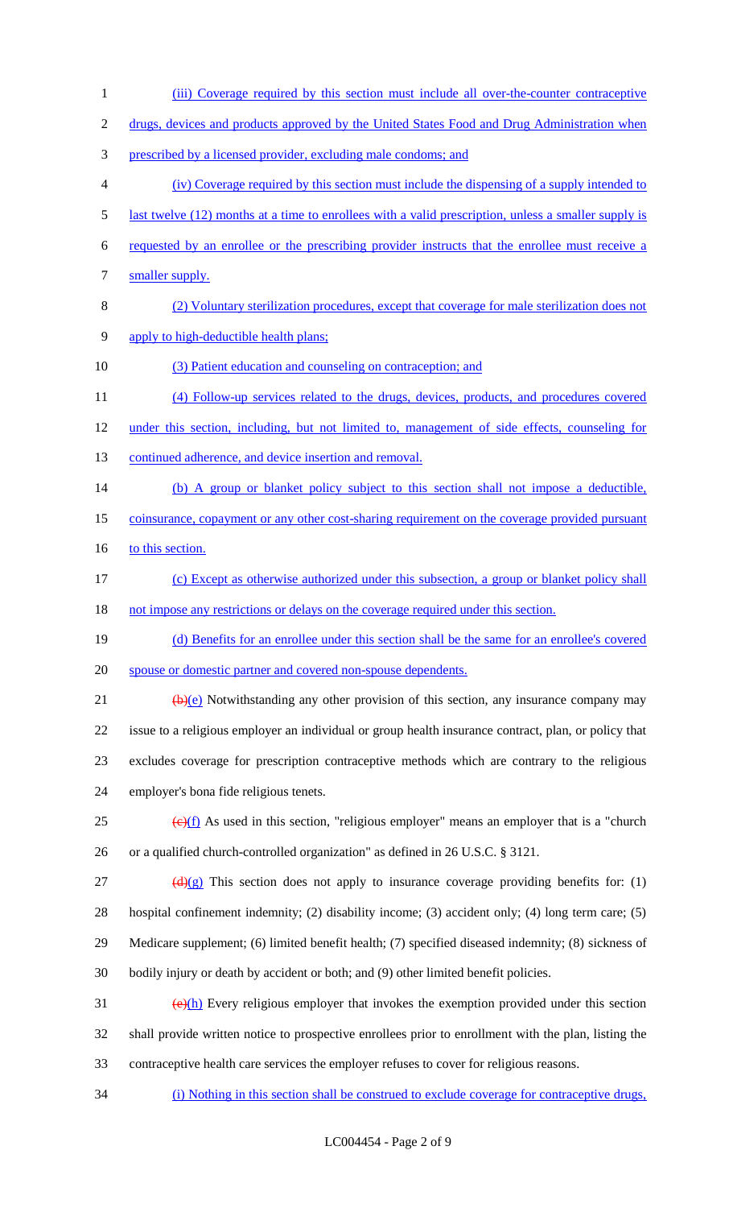(iii) Coverage required by this section must include all over-the-counter contraceptive drugs, devices and products approved by the United States Food and Drug Administration when prescribed by a licensed provider, excluding male condoms; and

(iv) Coverage required by this section must include the dispensing of a supply intended to last twelve (12) months at a time to enrollees with a valid prescription, unless a smaller supply is requested by an enrollee or the prescribing provider instructs that the enrollee must receive a smaller supply.

(2) Voluntary sterilization procedures, except that coverage for male sterilization does not apply to high-deductible health plans;

(3) Patient education and counseling on contraception; and

(4) Follow-up services related to the drugs, devices, products, and procedures covered under this section, including, but not limited to, management of side effects, counseling for continued adherence, and device insertion and removal.

(b) A group or blanket policy subject to this section shall not impose a deductible, coinsurance, copayment or any other cost-sharing requirement on the coverage provided pursuant to this section.

(c) Except as otherwise authorized under this subsection, a group or blanket policy shall not impose any restrictions or delays on the coverage required under this section.

(d) Benefits for an enrollee under this section shall be the same for an enrollee's covered spouse or domestic partner and covered non-spouse dependents.

~~(b)~~(e) Notwithstanding any other provision of this section, any insurance company may issue to a religious employer an individual or group health insurance contract, plan, or policy that excludes coverage for prescription contraceptive methods which are contrary to the religious employer's bona fide religious tenets.

~~(c)~~(f) As used in this section, "religious employer" means an employer that is a "church or a qualified church-controlled organization" as defined in 26 U.S.C. § 3121.

~~(d)~~(g) This section does not apply to insurance coverage providing benefits for: (1) hospital confinement indemnity; (2) disability income; (3) accident only; (4) long term care; (5) Medicare supplement; (6) limited benefit health; (7) specified diseased indemnity; (8) sickness of bodily injury or death by accident or both; and (9) other limited benefit policies.

~~(e)~~(h) Every religious employer that invokes the exemption provided under this section shall provide written notice to prospective enrollees prior to enrollment with the plan, listing the contraceptive health care services the employer refuses to cover for religious reasons.

(i) Nothing in this section shall be construed to exclude coverage for contraceptive drugs,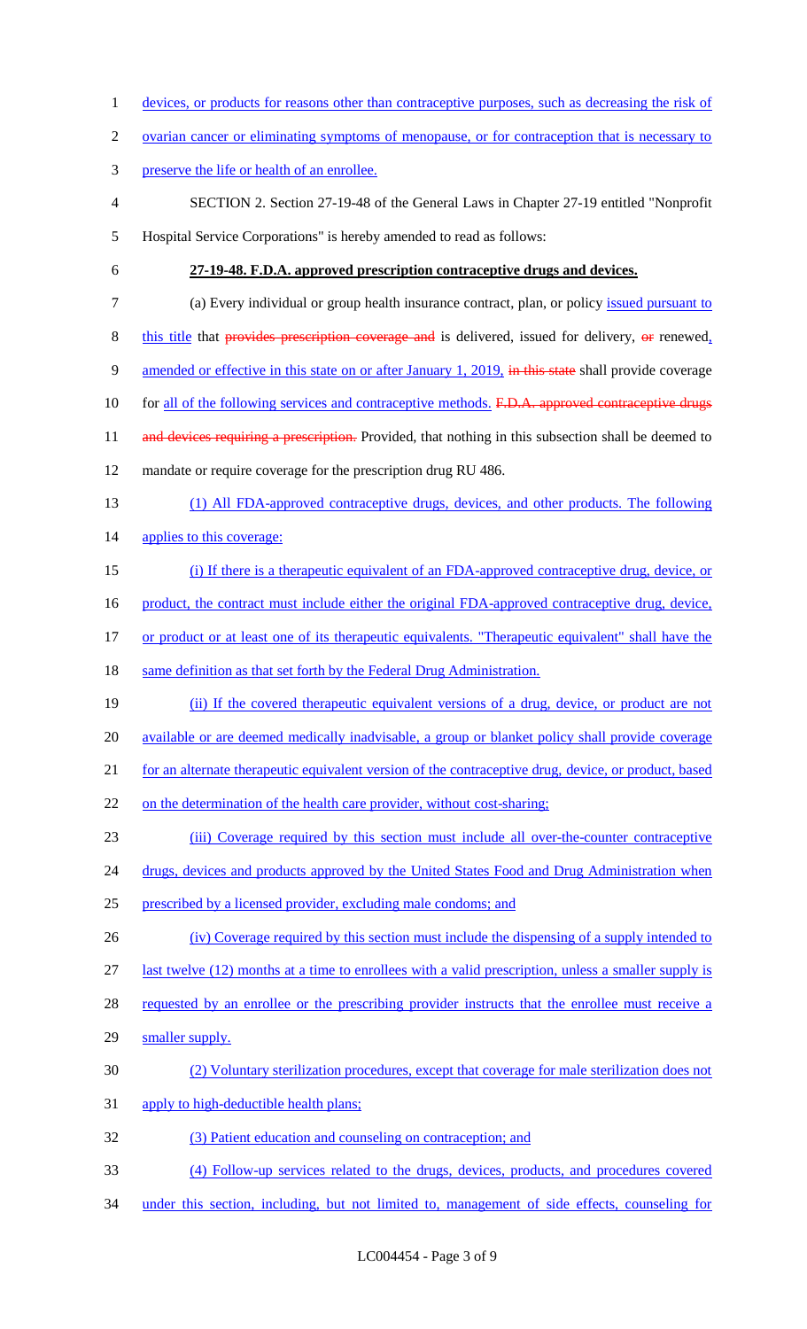devices, or products for reasons other than contraceptive purposes, such as decreasing the risk of ovarian cancer or eliminating symptoms of menopause, or for contraception that is necessary to preserve the life or health of an enrollee.

SECTION 2. Section 27-19-48 of the General Laws in Chapter 27-19 entitled "Nonprofit Hospital Service Corporations" is hereby amended to read as follows:

**27-19-48. F.D.A. approved prescription contraceptive drugs and devices.**

(a) Every individual or group health insurance contract, plan, or policy issued pursuant to this title that ~~provides prescription coverage and~~ is delivered, issued for delivery, ~~or~~ renewed, amended or effective in this state on or after January 1, 2019, ~~in this state~~ shall provide coverage for all of the following services and contraceptive methods. ~~F.D.A. approved contraceptive drugs and devices requiring a prescription.~~ Provided, that nothing in this subsection shall be deemed to mandate or require coverage for the prescription drug RU 486.

(1) All FDA-approved contraceptive drugs, devices, and other products. The following applies to this coverage:

(i) If there is a therapeutic equivalent of an FDA-approved contraceptive drug, device, or product, the contract must include either the original FDA-approved contraceptive drug, device, or product or at least one of its therapeutic equivalents. "Therapeutic equivalent" shall have the same definition as that set forth by the Federal Drug Administration.

(ii) If the covered therapeutic equivalent versions of a drug, device, or product are not available or are deemed medically inadvisable, a group or blanket policy shall provide coverage for an alternate therapeutic equivalent version of the contraceptive drug, device, or product, based on the determination of the health care provider, without cost-sharing;

(iii) Coverage required by this section must include all over-the-counter contraceptive drugs, devices and products approved by the United States Food and Drug Administration when prescribed by a licensed provider, excluding male condoms; and

(iv) Coverage required by this section must include the dispensing of a supply intended to last twelve (12) months at a time to enrollees with a valid prescription, unless a smaller supply is requested by an enrollee or the prescribing provider instructs that the enrollee must receive a smaller supply.

(2) Voluntary sterilization procedures, except that coverage for male sterilization does not apply to high-deductible health plans;

(3) Patient education and counseling on contraception; and

(4) Follow-up services related to the drugs, devices, products, and procedures covered under this section, including, but not limited to, management of side effects, counseling for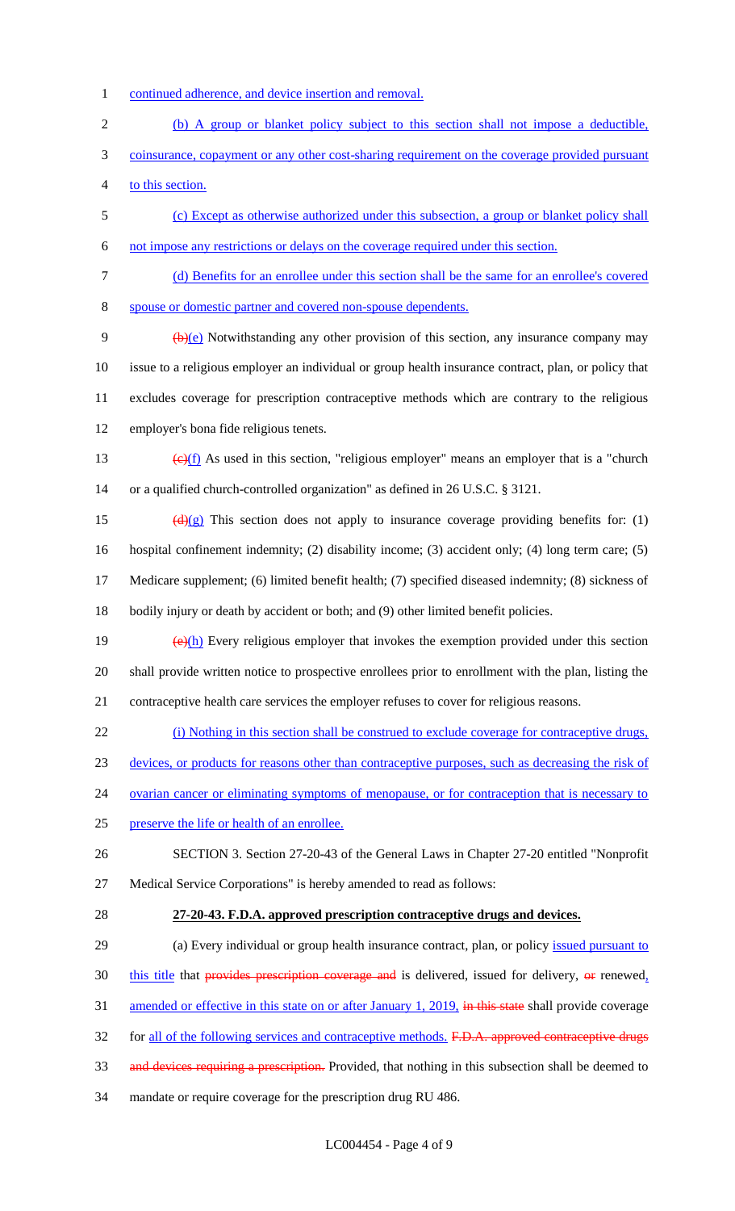continued adherence, and device insertion and removal.

(b) A group or blanket policy subject to this section shall not impose a deductible, coinsurance, copayment or any other cost-sharing requirement on the coverage provided pursuant to this section.

(c) Except as otherwise authorized under this subsection, a group or blanket policy shall not impose any restrictions or delays on the coverage required under this section.

(d) Benefits for an enrollee under this section shall be the same for an enrollee's covered spouse or domestic partner and covered non-spouse dependents.

~~(b)~~(e) Notwithstanding any other provision of this section, any insurance company may issue to a religious employer an individual or group health insurance contract, plan, or policy that excludes coverage for prescription contraceptive methods which are contrary to the religious employer's bona fide religious tenets.

~~(c)~~(f) As used in this section, "religious employer" means an employer that is a "church or a qualified church-controlled organization" as defined in 26 U.S.C. § 3121.

~~(d)~~(g) This section does not apply to insurance coverage providing benefits for: (1) hospital confinement indemnity; (2) disability income; (3) accident only; (4) long term care; (5) Medicare supplement; (6) limited benefit health; (7) specified diseased indemnity; (8) sickness of bodily injury or death by accident or both; and (9) other limited benefit policies.

~~(e)~~(h) Every religious employer that invokes the exemption provided under this section shall provide written notice to prospective enrollees prior to enrollment with the plan, listing the contraceptive health care services the employer refuses to cover for religious reasons.

(i) Nothing in this section shall be construed to exclude coverage for contraceptive drugs, devices, or products for reasons other than contraceptive purposes, such as decreasing the risk of ovarian cancer or eliminating symptoms of menopause, or for contraception that is necessary to preserve the life or health of an enrollee.

SECTION 3. Section 27-20-43 of the General Laws in Chapter 27-20 entitled "Nonprofit Medical Service Corporations" is hereby amended to read as follows:

**27-20-43. F.D.A. approved prescription contraceptive drugs and devices.**

(a) Every individual or group health insurance contract, plan, or policy issued pursuant to this title that ~~provides prescription coverage and~~ is delivered, issued for delivery, ~~or~~ renewed, amended or effective in this state on or after January 1, 2019, ~~in this state~~ shall provide coverage for all of the following services and contraceptive methods. ~~F.D.A. approved contraceptive drugs and devices requiring a prescription.~~ Provided, that nothing in this subsection shall be deemed to mandate or require coverage for the prescription drug RU 486.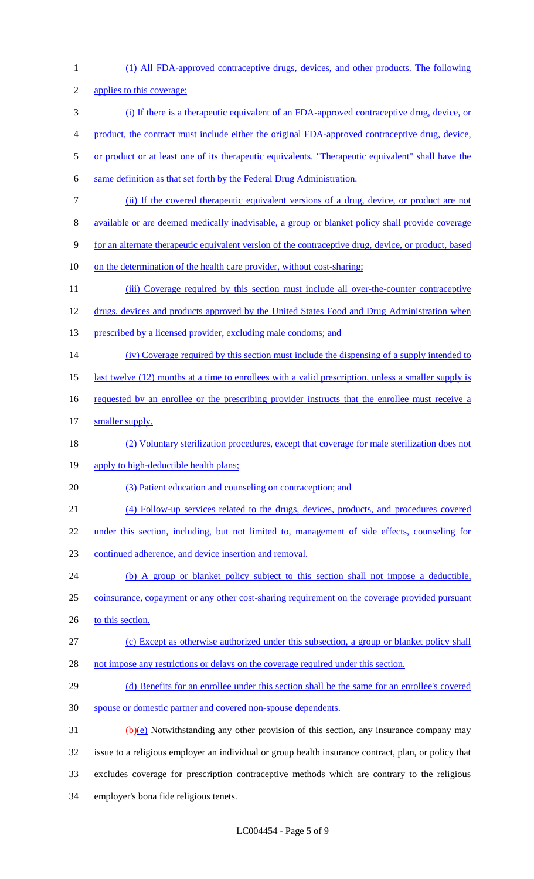(1) All FDA-approved contraceptive drugs, devices, and other products. The following applies to this coverage:

(i) If there is a therapeutic equivalent of an FDA-approved contraceptive drug, device, or product, the contract must include either the original FDA-approved contraceptive drug, device, or product or at least one of its therapeutic equivalents. "Therapeutic equivalent" shall have the same definition as that set forth by the Federal Drug Administration.

(ii) If the covered therapeutic equivalent versions of a drug, device, or product are not available or are deemed medically inadvisable, a group or blanket policy shall provide coverage for an alternate therapeutic equivalent version of the contraceptive drug, device, or product, based on the determination of the health care provider, without cost-sharing;

(iii) Coverage required by this section must include all over-the-counter contraceptive drugs, devices and products approved by the United States Food and Drug Administration when prescribed by a licensed provider, excluding male condoms; and

(iv) Coverage required by this section must include the dispensing of a supply intended to last twelve (12) months at a time to enrollees with a valid prescription, unless a smaller supply is requested by an enrollee or the prescribing provider instructs that the enrollee must receive a smaller supply.

(2) Voluntary sterilization procedures, except that coverage for male sterilization does not apply to high-deductible health plans;

(3) Patient education and counseling on contraception; and

(4) Follow-up services related to the drugs, devices, products, and procedures covered under this section, including, but not limited to, management of side effects, counseling for continued adherence, and device insertion and removal.

(b) A group or blanket policy subject to this section shall not impose a deductible, coinsurance, copayment or any other cost-sharing requirement on the coverage provided pursuant to this section.

(c) Except as otherwise authorized under this subsection, a group or blanket policy shall not impose any restrictions or delays on the coverage required under this section.

(d) Benefits for an enrollee under this section shall be the same for an enrollee's covered spouse or domestic partner and covered non-spouse dependents.

~~(b)~~(e) Notwithstanding any other provision of this section, any insurance company may issue to a religious employer an individual or group health insurance contract, plan, or policy that excludes coverage for prescription contraceptive methods which are contrary to the religious employer's bona fide religious tenets.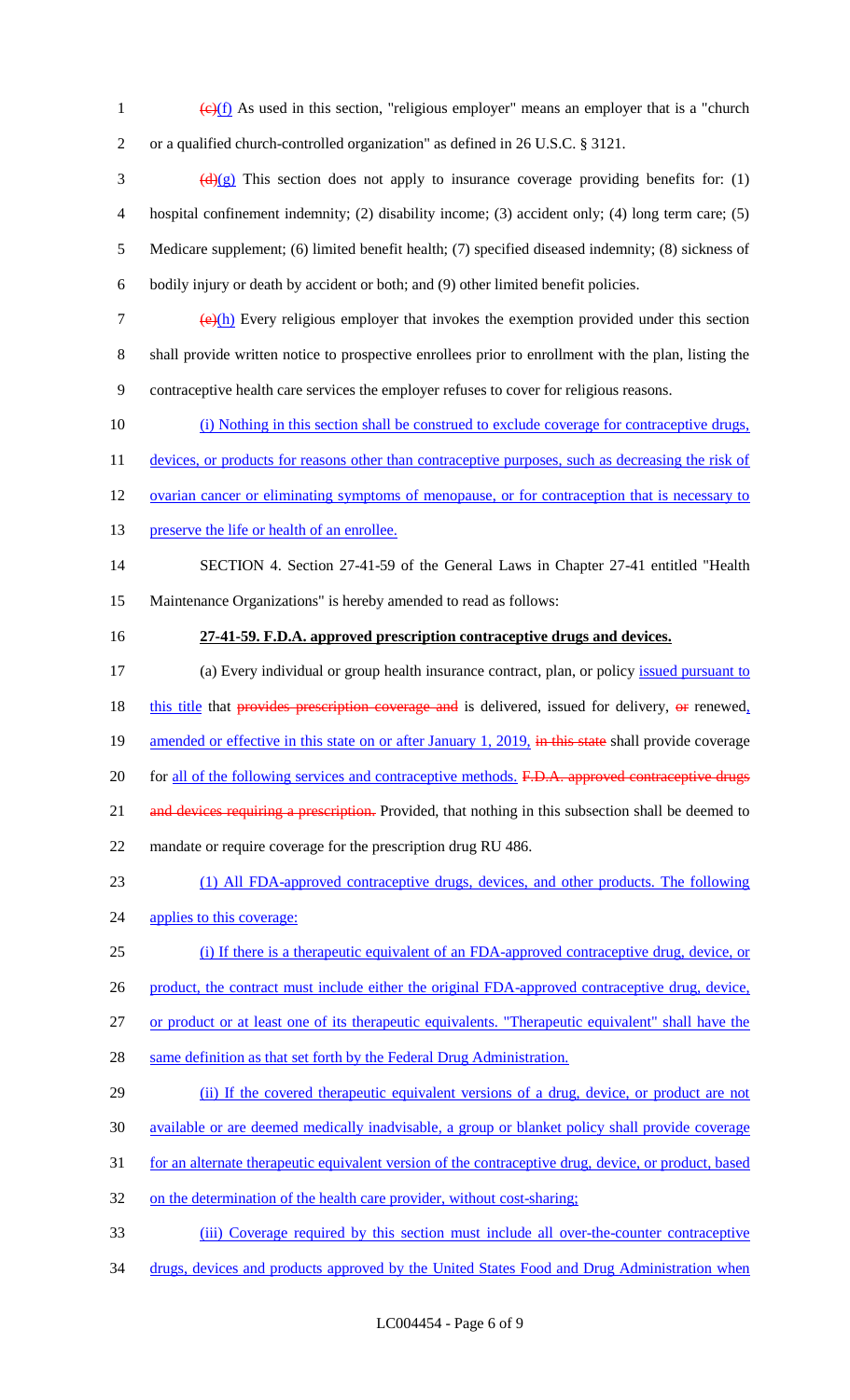~~(c)~~(f) As used in this section, "religious employer" means an employer that is a "church or a qualified church-controlled organization" as defined in 26 U.S.C. § 3121.

~~(d)~~(g) This section does not apply to insurance coverage providing benefits for: (1) hospital confinement indemnity; (2) disability income; (3) accident only; (4) long term care; (5) Medicare supplement; (6) limited benefit health; (7) specified diseased indemnity; (8) sickness of bodily injury or death by accident or both; and (9) other limited benefit policies.

~~(e)~~(h) Every religious employer that invokes the exemption provided under this section shall provide written notice to prospective enrollees prior to enrollment with the plan, listing the contraceptive health care services the employer refuses to cover for religious reasons.

(i) Nothing in this section shall be construed to exclude coverage for contraceptive drugs, devices, or products for reasons other than contraceptive purposes, such as decreasing the risk of ovarian cancer or eliminating symptoms of menopause, or for contraception that is necessary to preserve the life or health of an enrollee.

SECTION 4. Section 27-41-59 of the General Laws in Chapter 27-41 entitled "Health Maintenance Organizations" is hereby amended to read as follows:

**27-41-59. F.D.A. approved prescription contraceptive drugs and devices.**

(a) Every individual or group health insurance contract, plan, or policy issued pursuant to this title that ~~provides prescription coverage and~~ is delivered, issued for delivery, ~~or~~ renewed, amended or effective in this state on or after January 1, 2019, ~~in this state~~ shall provide coverage for all of the following services and contraceptive methods. ~~F.D.A. approved contraceptive drugs and devices requiring a prescription.~~ Provided, that nothing in this subsection shall be deemed to mandate or require coverage for the prescription drug RU 486.

(1) All FDA-approved contraceptive drugs, devices, and other products. The following applies to this coverage:

(i) If there is a therapeutic equivalent of an FDA-approved contraceptive drug, device, or product, the contract must include either the original FDA-approved contraceptive drug, device, or product or at least one of its therapeutic equivalents. "Therapeutic equivalent" shall have the same definition as that set forth by the Federal Drug Administration.

(ii) If the covered therapeutic equivalent versions of a drug, device, or product are not available or are deemed medically inadvisable, a group or blanket policy shall provide coverage for an alternate therapeutic equivalent version of the contraceptive drug, device, or product, based on the determination of the health care provider, without cost-sharing;

(iii) Coverage required by this section must include all over-the-counter contraceptive drugs, devices and products approved by the United States Food and Drug Administration when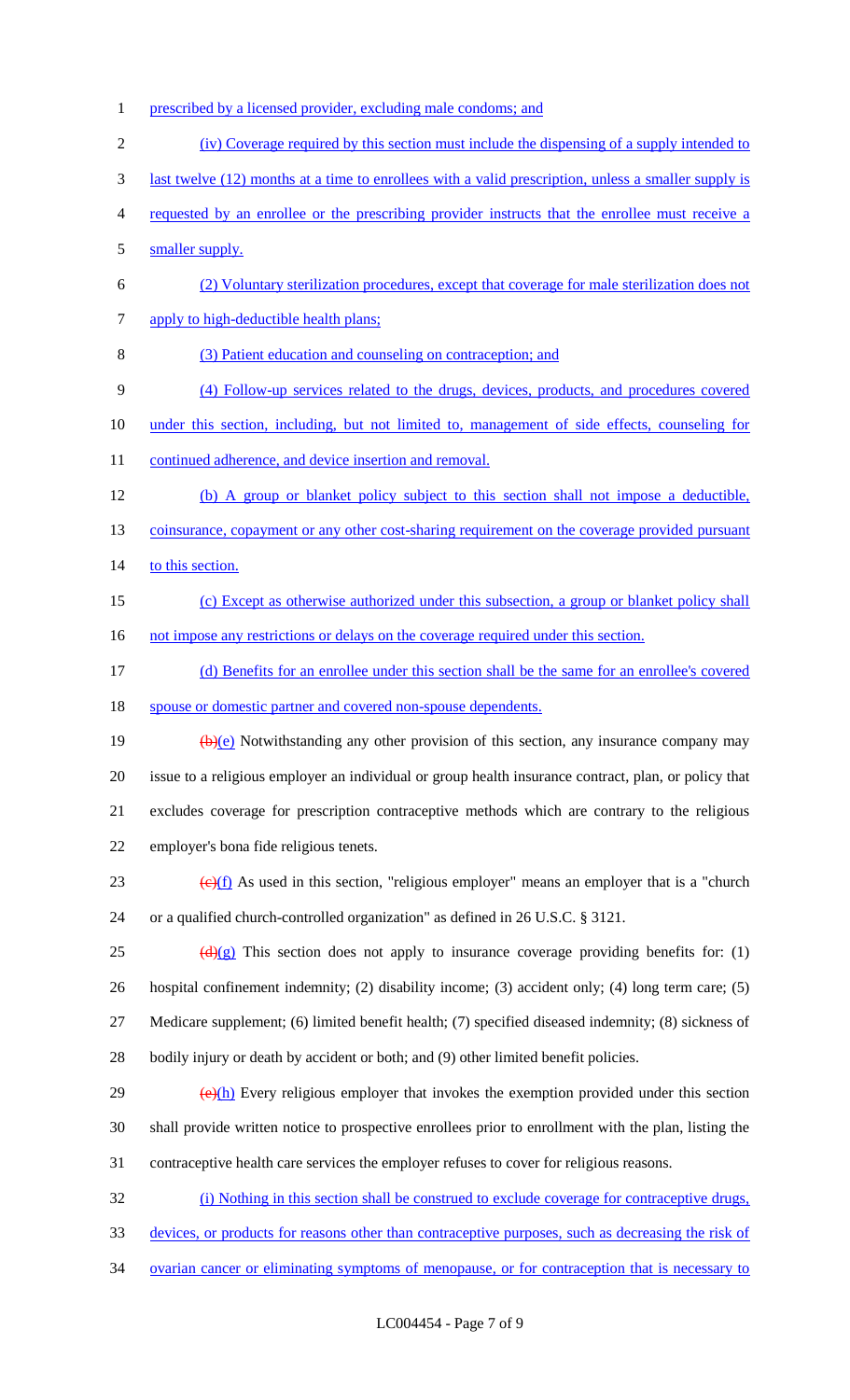prescribed by a licensed provider, excluding male condoms; and

(iv) Coverage required by this section must include the dispensing of a supply intended to last twelve (12) months at a time to enrollees with a valid prescription, unless a smaller supply is requested by an enrollee or the prescribing provider instructs that the enrollee must receive a smaller supply.

(2) Voluntary sterilization procedures, except that coverage for male sterilization does not apply to high-deductible health plans;

(3) Patient education and counseling on contraception; and

(4) Follow-up services related to the drugs, devices, products, and procedures covered under this section, including, but not limited to, management of side effects, counseling for continued adherence, and device insertion and removal.

(b) A group or blanket policy subject to this section shall not impose a deductible, coinsurance, copayment or any other cost-sharing requirement on the coverage provided pursuant to this section.

(c) Except as otherwise authorized under this subsection, a group or blanket policy shall not impose any restrictions or delays on the coverage required under this section.

(d) Benefits for an enrollee under this section shall be the same for an enrollee's covered spouse or domestic partner and covered non-spouse dependents.

~~(b)~~(e) Notwithstanding any other provision of this section, any insurance company may issue to a religious employer an individual or group health insurance contract, plan, or policy that excludes coverage for prescription contraceptive methods which are contrary to the religious employer's bona fide religious tenets.

~~(c)~~(f) As used in this section, "religious employer" means an employer that is a "church or a qualified church-controlled organization" as defined in 26 U.S.C. § 3121.

~~(d)~~(g) This section does not apply to insurance coverage providing benefits for: (1) hospital confinement indemnity; (2) disability income; (3) accident only; (4) long term care; (5) Medicare supplement; (6) limited benefit health; (7) specified diseased indemnity; (8) sickness of bodily injury or death by accident or both; and (9) other limited benefit policies.

~~(e)~~(h) Every religious employer that invokes the exemption provided under this section shall provide written notice to prospective enrollees prior to enrollment with the plan, listing the contraceptive health care services the employer refuses to cover for religious reasons.

(i) Nothing in this section shall be construed to exclude coverage for contraceptive drugs, devices, or products for reasons other than contraceptive purposes, such as decreasing the risk of ovarian cancer or eliminating symptoms of menopause, or for contraception that is necessary to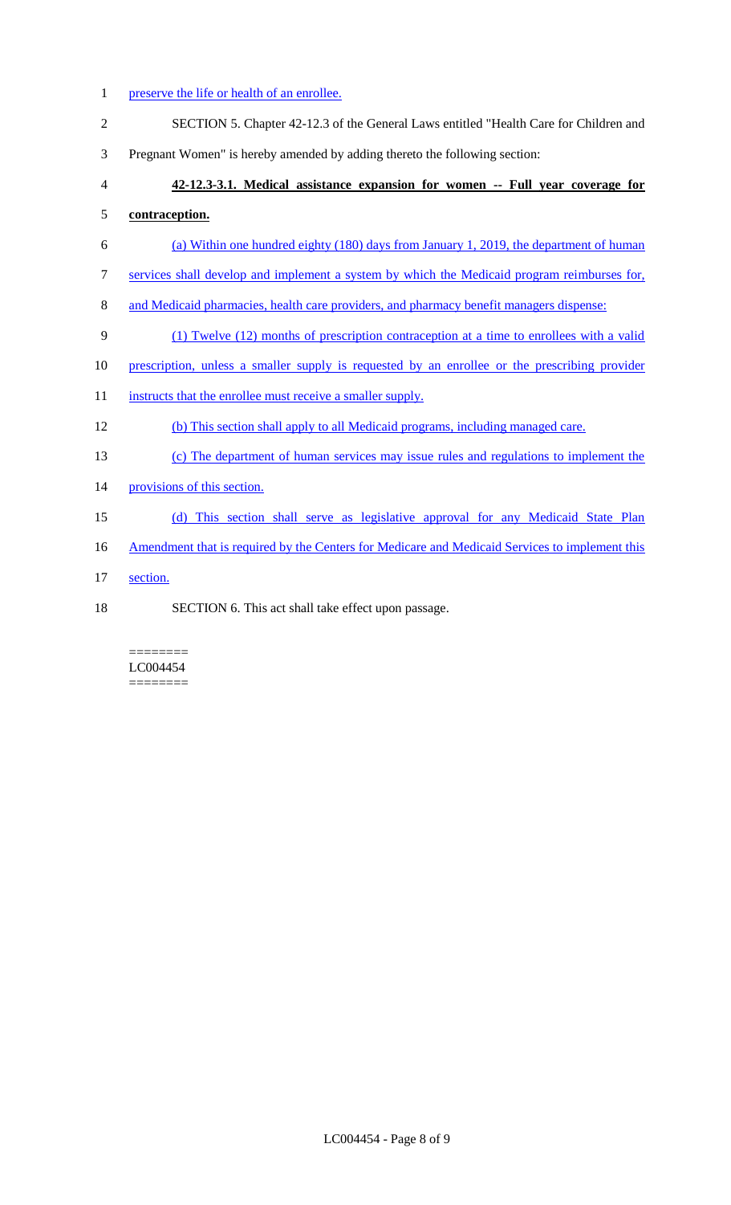preserve the life or health of an enrollee.

SECTION 5. Chapter 42-12.3 of the General Laws entitled "Health Care for Children and Pregnant Women" is hereby amended by adding thereto the following section:

**42-12.3-3.1. Medical assistance expansion for women -- Full year coverage for contraception.**

(a) Within one hundred eighty (180) days from January 1, 2019, the department of human services shall develop and implement a system by which the Medicaid program reimburses for, and Medicaid pharmacies, health care providers, and pharmacy benefit managers dispense:

(1) Twelve (12) months of prescription contraception at a time to enrollees with a valid prescription, unless a smaller supply is requested by an enrollee or the prescribing provider instructs that the enrollee must receive a smaller supply.

(b) This section shall apply to all Medicaid programs, including managed care.

(c) The department of human services may issue rules and regulations to implement the provisions of this section.

(d) This section shall serve as legislative approval for any Medicaid State Plan Amendment that is required by the Centers for Medicare and Medicaid Services to implement this section.

SECTION 6. This act shall take effect upon passage.

========
LC004454
========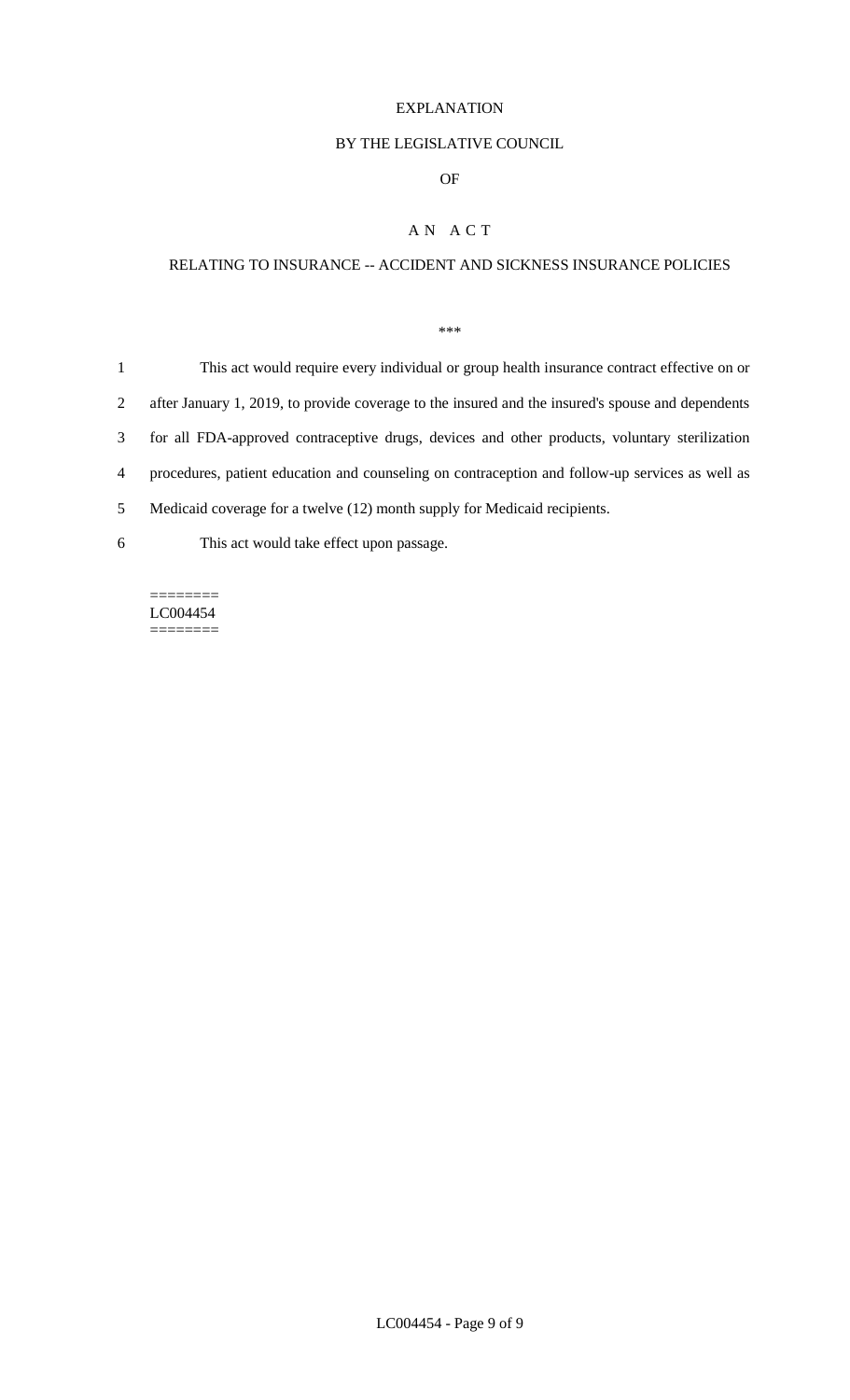EXPLANATION

BY THE LEGISLATIVE COUNCIL

OF

A N A C T

RELATING TO INSURANCE -- ACCIDENT AND SICKNESS INSURANCE POLICIES

\*\*\*

This act would require every individual or group health insurance contract effective on or after January 1, 2019, to provide coverage to the insured and the insured's spouse and dependents for all FDA-approved contraceptive drugs, devices and other products, voluntary sterilization procedures, patient education and counseling on contraception and follow-up services as well as Medicaid coverage for a twelve (12) month supply for Medicaid recipients.

This act would take effect upon passage.

========
LC004454
========